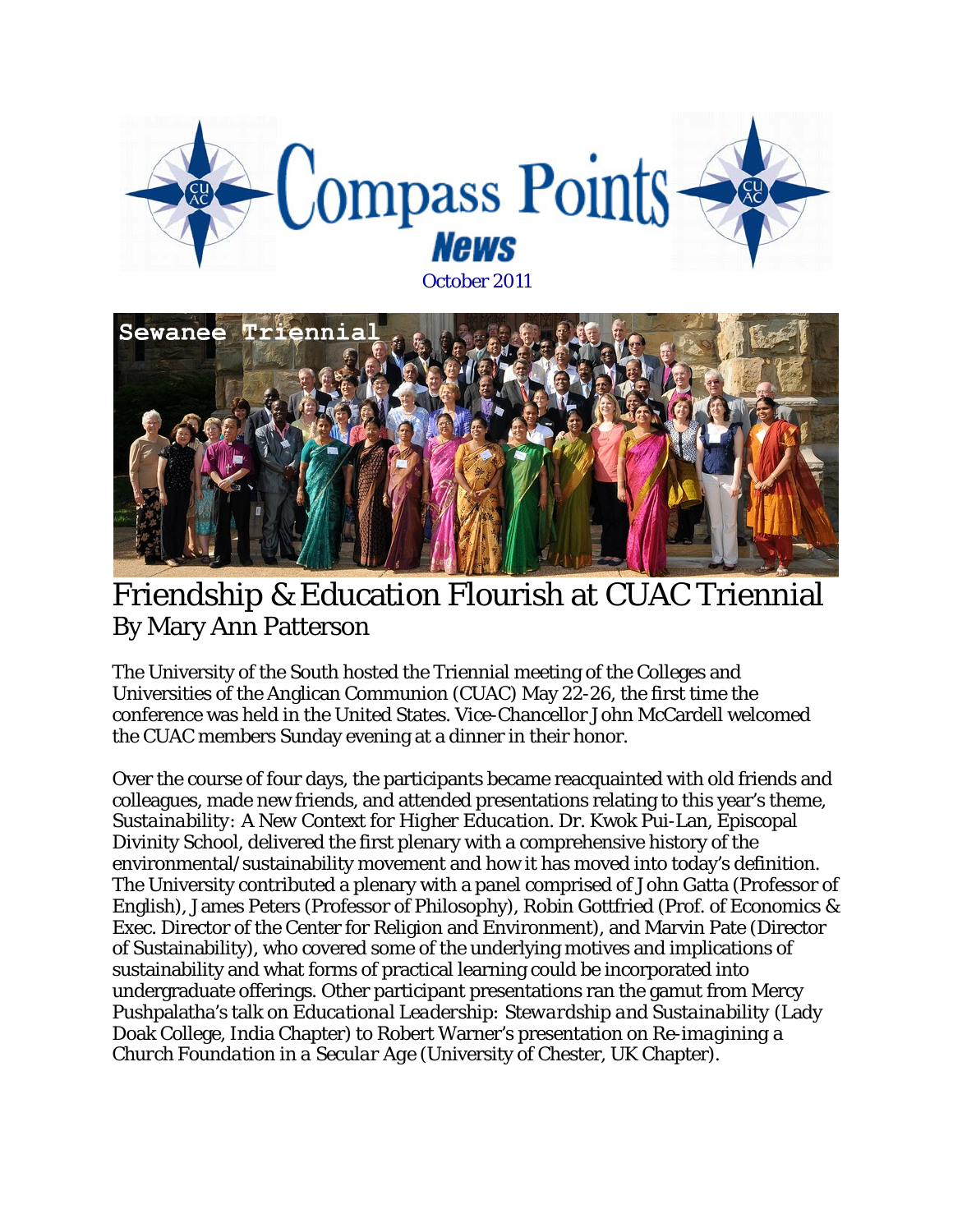# Compass Points News

October 2011

Sewanee Triennial

## Friendship & Education Flourish at CUAC Triennial

By Mary Ann Patterson

The University of the South hosted the Triennial meeting of the Colleges and Universities of the Anglican Communion (CUAC) May 22-26, the first time the conference was held in the United States. Vice-Chancellor John McCardell welcomed the CUAC members Sunday evening at a dinner in their honor.

Over the course of four days, the participants became reacquainted with old friends and colleagues, made new friends, and attended presentations relating to this year's theme, *Sustainability: A New Context for Higher Education*. Dr. Kwok Pui-Lan, Episcopal Divinity School, delivered the first plenary with a comprehensive history of the environmental/sustainability movement and how it has moved into today's definition. The University contributed a plenary with a panel comprised of John Gatta (Professor of English), James Peters (Professor of Philosophy), Robin Gottfried (Prof. of Economics & Exec. Director of the Center for Religion and Environment), and Marvin Pate (Director of Sustainability), who covered some of the underlying motives and implications of sustainability and what forms of practical learning could be incorporated into undergraduate offerings. Other participant presentations ran the gamut from Mercy Pushpalatha's talk on *Educational Leadership: Stewardship and Sustainability* (Lady Doak College, India Chapter) to Robert Warner's presentation on *Re-imagining a Church Foundation in a Secular Age* (University of Chester, UK Chapter).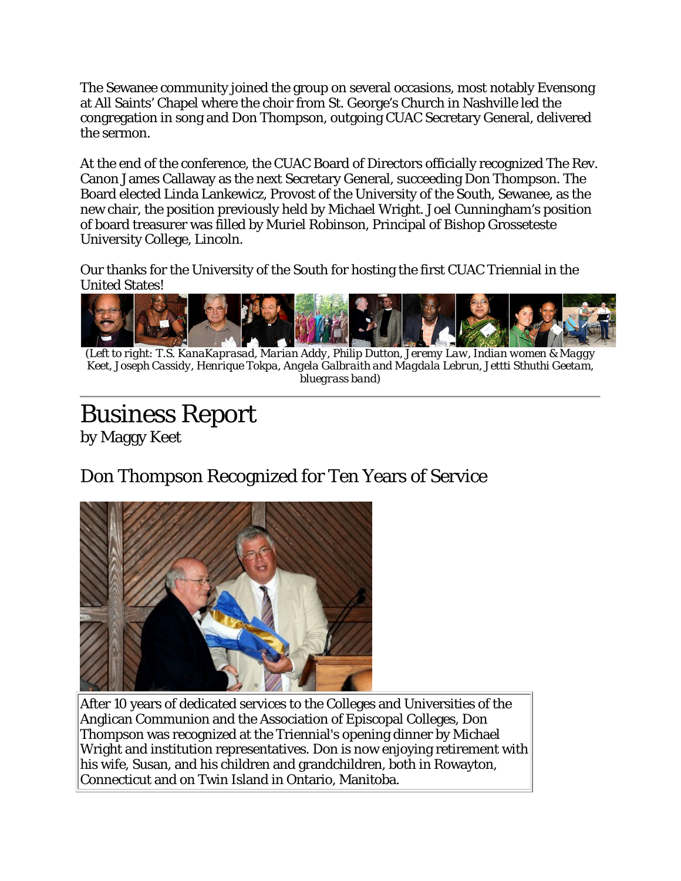The Sewanee community joined the group on several occasions, most notably Evensong at All Saints' Chapel where the choir from St. George's Church in Nashville led the congregation in song and Don Thompson, outgoing CUAC Secretary General, delivered the sermon.

At the end of the conference, the CUAC Board of Directors officially recognized The Rev. Canon James Callaway as the next Secretary General, succeeding Don Thompson. The Board elected Linda Lankewicz, Provost of the University of the South, Sewanee, as the new chair, the position previously held by Michael Wright. Joel Cunningham's position of board treasurer was filled by Muriel Robinson, Principal of Bishop Grosseteste University College, Lincoln.

Our thanks for the University of the South for hosting the first CUAC Triennial in the United States!

*(Left to right: T.S. KanaKaprasad, Marian Addy, Philip Dutton, Jeremy Law, Indian women & Maggy Keet, Joseph Cassidy, Henrique Tokpa, Angela Galbraith and Magdala Lebrun, Jettti Sthuthi Geetam, bluegrass band)*

---

# Business Report

by Maggy Keet

## Don Thompson Recognized for Ten Years of Service

After 10 years of dedicated services to the Colleges and Universities of the Anglican Communion and the Association of Episcopal Colleges, Don Thompson was recognized at the Triennial's opening dinner by Michael Wright and institution representatives. Don is now enjoying retirement with his wife, Susan, and his children and grandchildren, both in Rowayton, Connecticut and on Twin Island in Ontario, Manitoba.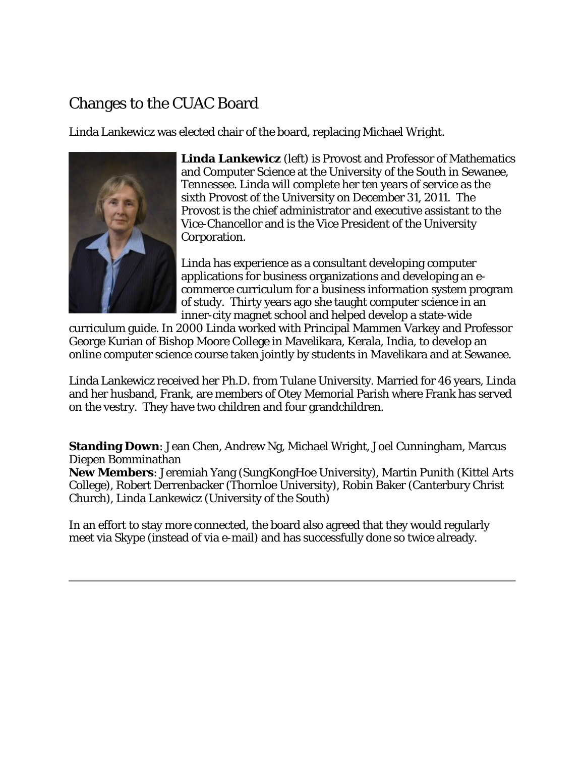# Changes to the CUAC Board

Linda Lankewicz was elected chair of the board, replacing Michael Wright.

**Linda Lankewicz** (left) is Provost and Professor of Mathematics and Computer Science at the University of the South in Sewanee, Tennessee. Linda will complete her ten years of service as the sixth Provost of the University on December 31, 2011. The Provost is the chief administrator and executive assistant to the Vice-Chancellor and is the Vice President of the University Corporation.

Linda has experience as a consultant developing computer applications for business organizations and developing an e-commerce curriculum for a business information system program of study. Thirty years ago she taught computer science in an inner-city magnet school and helped develop a state-wide curriculum guide. In 2000 Linda worked with Principal Mammen Varkey and Professor George Kurian of Bishop Moore College in Mavelikara, Kerala, India, to develop an online computer science course taken jointly by students in Mavelikara and at Sewanee.

Linda Lankewicz received her Ph.D. from Tulane University. Married for 46 years, Linda and her husband, Frank, are members of Otey Memorial Parish where Frank has served on the vestry. They have two children and four grandchildren.

**Standing Down**: Jean Chen, Andrew Ng, Michael Wright, Joel Cunningham, Marcus Diepen Bomminathan
**New Members**: Jeremiah Yang (SungKongHoe University), Martin Punith (Kittel Arts College), Robert Derrenbacker (Thornloe University), Robin Baker (Canterbury Christ Church), Linda Lankewicz (University of the South)

In an effort to stay more connected, the board also agreed that they would regularly meet via Skype (instead of via e-mail) and has successfully done so twice already.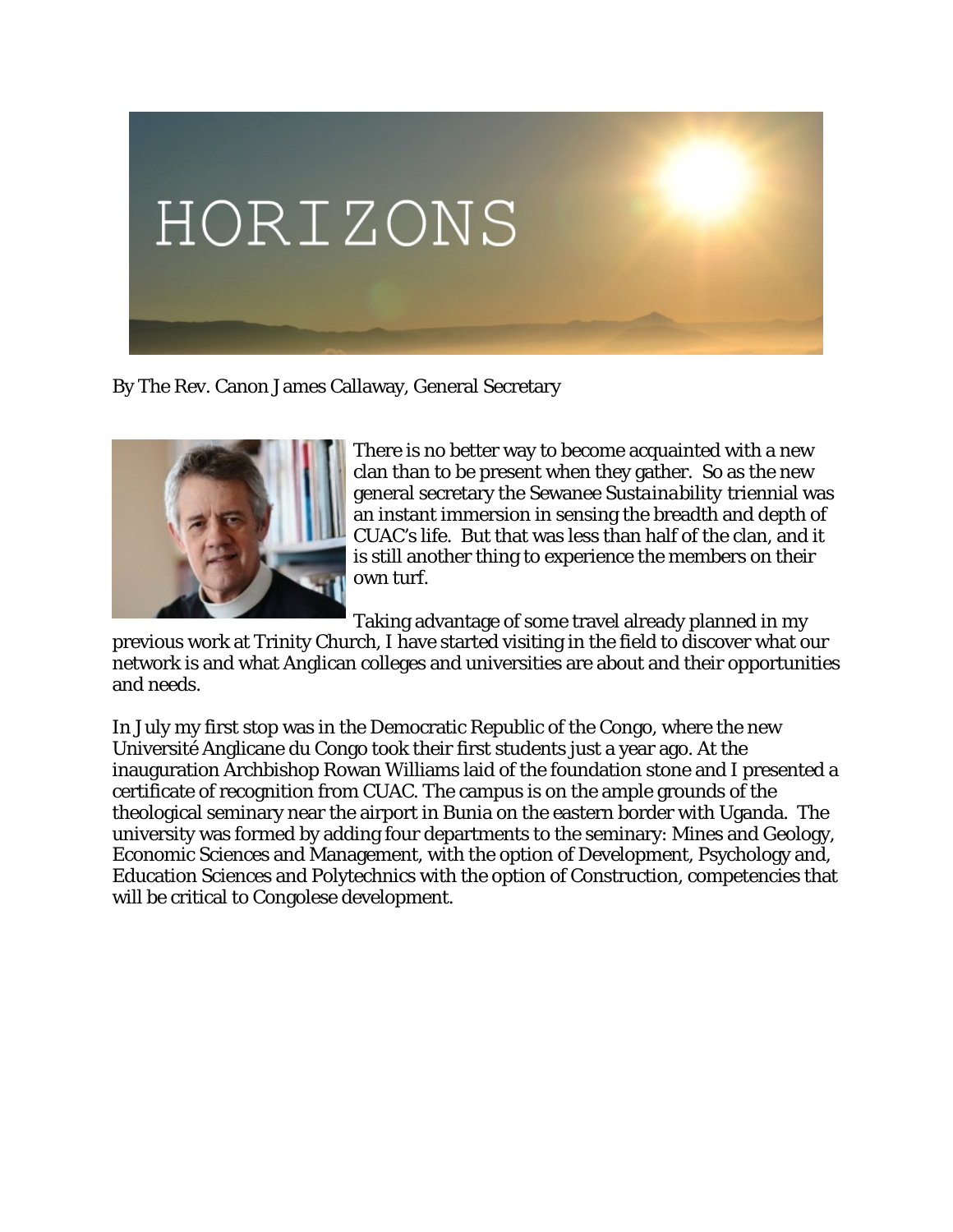# HORIZONS

By The Rev. Canon James Callaway, General Secretary

There is no better way to become acquainted with a new clan than to be present when they gather. So as the new general secretary the Sewanee *Sustainability* triennial was an instant immersion in sensing the breadth and depth of CUAC's life. But that was less than half of the clan, and it is still another thing to experience the members on their own turf.

Taking advantage of some travel already planned in my previous work at Trinity Church, I have started visiting in the field to discover what our network is and what Anglican colleges and universities are about and their opportunities and needs.

In July my first stop was in the Democratic Republic of the Congo, where the new Université Anglicane du Congo took their first students just a year ago. At the inauguration Archbishop Rowan Williams laid of the foundation stone and I presented a certificate of recognition from CUAC. The campus is on the ample grounds of the theological seminary near the airport in Bunia on the eastern border with Uganda. The university was formed by adding four departments to the seminary: Mines and Geology, Economic Sciences and Management, with the option of Development, Psychology and, Education Sciences and Polytechnics with the option of Construction, competencies that will be critical to Congolese development.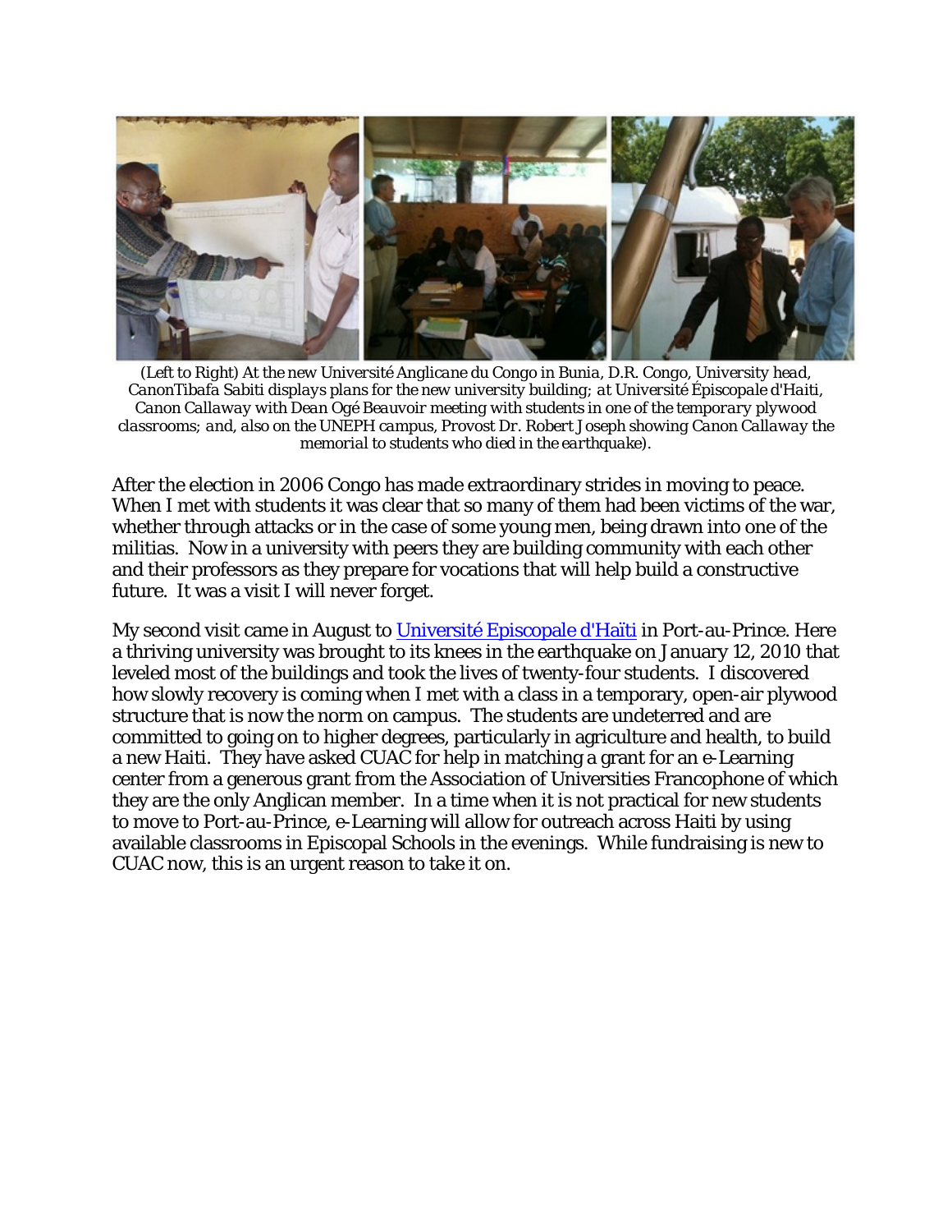*(Left to Right) At the new Université Anglicane du Congo in Bunia, D.R. Congo, University head, CanonTibafa Sabiti displays plans for the new university building; at Université Épiscopale d'Haiti, Canon Callaway with Dean Ogé Beauvoir meeting with students in one of the temporary plywood classrooms; and, also on the UNEPH campus, Provost Dr. Robert Joseph showing Canon Callaway the memorial to students who died in the earthquake).*

After the election in 2006 Congo has made extraordinary strides in moving to peace. When I met with students it was clear that so many of them had been victims of the war, whether through attacks or in the case of some young men, being drawn into one of the militias. Now in a university with peers they are building community with each other and their professors as they prepare for vocations that will help build a constructive future. It was a visit I will never forget.

My second visit came in August to [Université Episcopale d'Haïti](#) in Port-au-Prince. Here a thriving university was brought to its knees in the earthquake on January 12, 2010 that leveled most of the buildings and took the lives of twenty-four students. I discovered how slowly recovery is coming when I met with a class in a temporary, open-air plywood structure that is now the norm on campus. The students are undeterred and are committed to going on to higher degrees, particularly in agriculture and health, to build a new Haiti. They have asked CUAC for help in matching a grant for an e-Learning center from a generous grant from the Association of Universities Francophone of which they are the only Anglican member. In a time when it is not practical for new students to move to Port-au-Prince, e-Learning will allow for outreach across Haiti by using available classrooms in Episcopal Schools in the evenings. While fundraising is new to CUAC now, this is an urgent reason to take it on.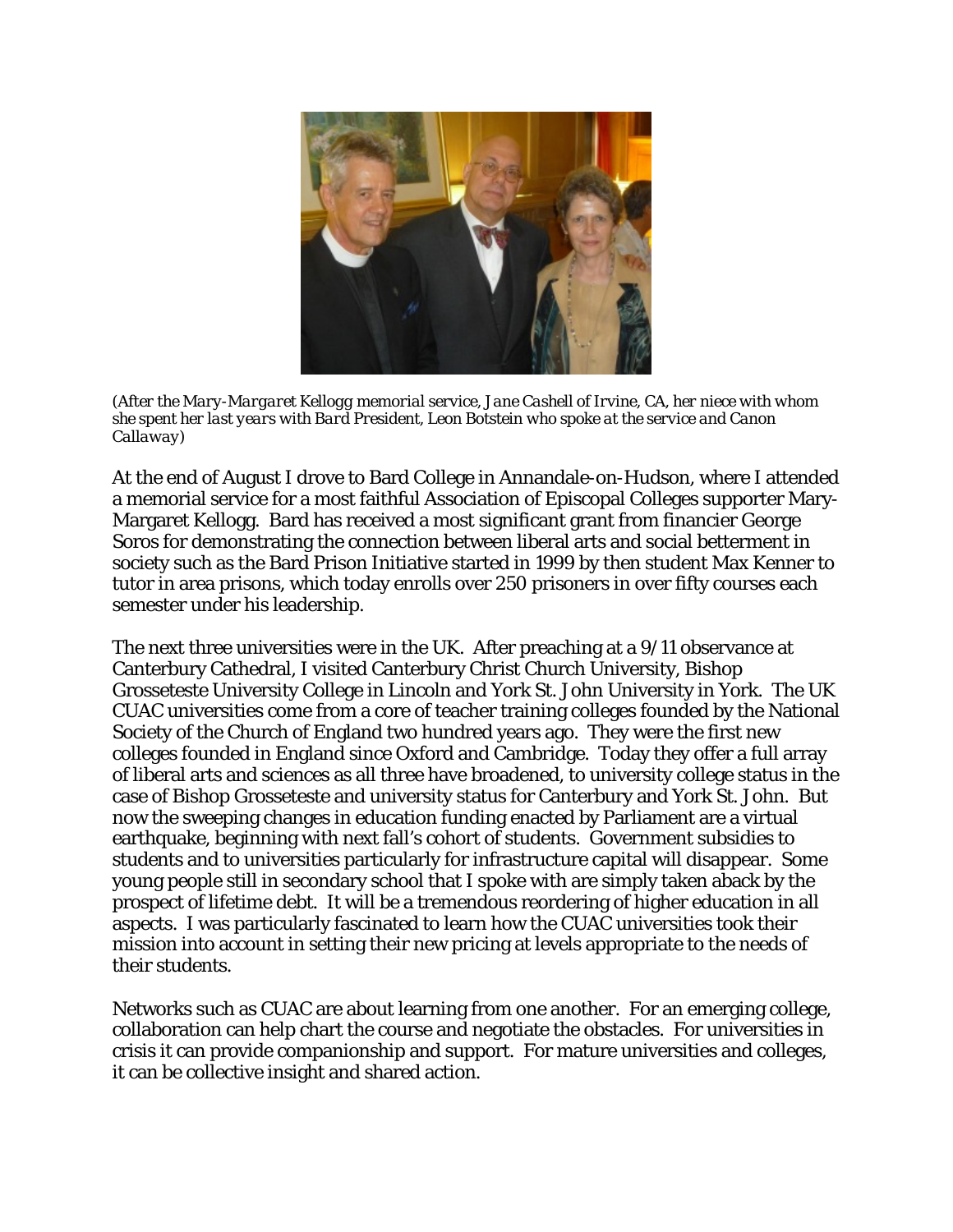*(After the Mary-Margaret Kellogg memorial service, Jane Cashell of Irvine, CA, her niece with whom she spent her last years with Bard President, Leon Botstein who spoke at the service and Canon Callaway)*

At the end of August I drove to Bard College in Annandale-on-Hudson, where I attended a memorial service for a most faithful Association of Episcopal Colleges supporter Mary-Margaret Kellogg. Bard has received a most significant grant from financier George Soros for demonstrating the connection between liberal arts and social betterment in society such as the Bard Prison Initiative started in 1999 by then student Max Kenner to tutor in area prisons, which today enrolls over 250 prisoners in over fifty courses each semester under his leadership.

The next three universities were in the UK. After preaching at a 9/11 observance at Canterbury Cathedral, I visited Canterbury Christ Church University, Bishop Grosseteste University College in Lincoln and York St. John University in York. The UK CUAC universities come from a core of teacher training colleges founded by the National Society of the Church of England two hundred years ago. They were the first new colleges founded in England since Oxford and Cambridge. Today they offer a full array of liberal arts and sciences as all three have broadened, to university college status in the case of Bishop Grosseteste and university status for Canterbury and York St. John. But now the sweeping changes in education funding enacted by Parliament are a virtual earthquake, beginning with next fall's cohort of students. Government subsidies to students and to universities particularly for infrastructure capital will disappear. Some young people still in secondary school that I spoke with are simply taken aback by the prospect of lifetime debt. It will be a tremendous reordering of higher education in all aspects. I was particularly fascinated to learn how the CUAC universities took their mission into account in setting their new pricing at levels appropriate to the needs of their students.

Networks such as CUAC are about learning from one another. For an emerging college, collaboration can help chart the course and negotiate the obstacles. For universities in crisis it can provide companionship and support. For mature universities and colleges, it can be collective insight and shared action.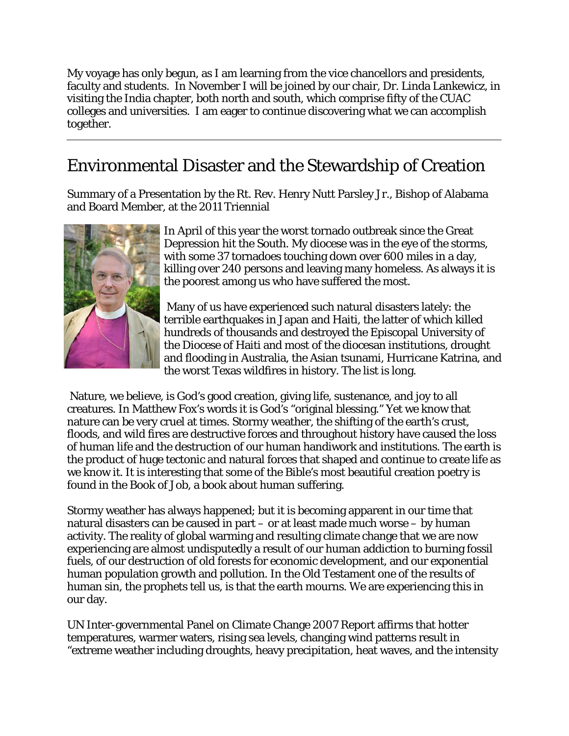My voyage has only begun, as I am learning from the vice chancellors and presidents, faculty and students. In November I will be joined by our chair, Dr. Linda Lankewicz, in visiting the India chapter, both north and south, which comprise fifty of the CUAC colleges and universities. I am eager to continue discovering what we can accomplish together.

---

## Environmental Disaster and the Stewardship of Creation

Summary of a Presentation by the Rt. Rev. Henry Nutt Parsley Jr., Bishop of Alabama and Board Member, at the 2011 Triennial

In April of this year the worst tornado outbreak since the Great Depression hit the South. My diocese was in the eye of the storms, with some 37 tornadoes touching down over 600 miles in a day, killing over 240 persons and leaving many homeless. As always it is the poorest among us who have suffered the most.

Many of us have experienced such natural disasters lately: the terrible earthquakes in Japan and Haiti, the latter of which killed hundreds of thousands and destroyed the Episcopal University of the Diocese of Haiti and most of the diocesan institutions, drought and flooding in Australia, the Asian tsunami, Hurricane Katrina, and the worst Texas wildfires in history. The list is long.

Nature, we believe, is God's good creation, giving life, sustenance, and joy to all creatures. In Matthew Fox's words it is God's "original blessing." Yet we know that nature can be very cruel at times. Stormy weather, the shifting of the earth's crust, floods, and wild fires are destructive forces and throughout history have caused the loss of human life and the destruction of our human handiwork and institutions. The earth is the product of huge tectonic and natural forces that shaped and continue to create life as we know it. It is interesting that some of the Bible's most beautiful creation poetry is found in the Book of Job, a book about human suffering.

Stormy weather has always happened; but it is becoming apparent in our time that natural disasters can be caused in part – or at least made much worse – by human activity. The reality of global warming and resulting climate change that we are now experiencing are almost undisputedly a result of our human addiction to burning fossil fuels, of our destruction of old forests for economic development, and our exponential human population growth and pollution. In the Old Testament one of the results of human sin, the prophets tell us, is that the earth mourns. We are experiencing this in our day.

UN Inter-governmental Panel on Climate Change 2007 Report affirms that hotter temperatures, warmer waters, rising sea levels, changing wind patterns result in "extreme weather including droughts, heavy precipitation, heat waves, and the intensity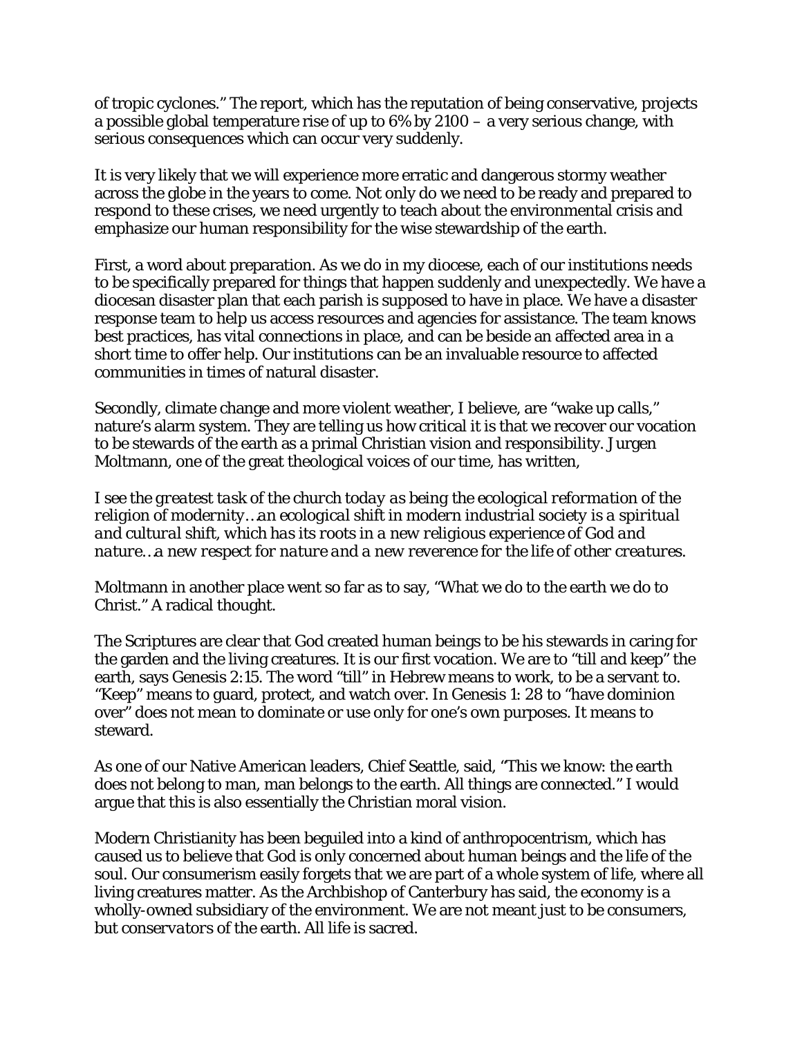of tropic cyclones." The report, which has the reputation of being conservative, projects a possible global temperature rise of up to 6% by 2100 – a very serious change, with serious consequences which can occur very suddenly.

It is very likely that we will experience more erratic and dangerous stormy weather across the globe in the years to come. Not only do we need to be ready and prepared to respond to these crises, we need urgently to teach about the environmental crisis and emphasize our human responsibility for the wise stewardship of the earth.

First, a word about preparation. As we do in my diocese, each of our institutions needs to be specifically prepared for things that happen suddenly and unexpectedly. We have a diocesan disaster plan that each parish is supposed to have in place. We have a disaster response team to help us access resources and agencies for assistance. The team knows best practices, has vital connections in place, and can be beside an affected area in a short time to offer help. Our institutions can be an invaluable resource to affected communities in times of natural disaster.

Secondly, climate change and more violent weather, I believe, are "wake up calls," nature's alarm system. They are telling us how critical it is that we recover our vocation to be stewards of the earth as a primal Christian vision and responsibility. Jurgen Moltmann, one of the great theological voices of our time, has written,

*I see the greatest task of the church today as being the ecological reformation of the religion of modernity…an ecological shift in modern industrial society is a spiritual and cultural shift, which has its roots in a new religious experience of God and nature…a new respect for nature and a new reverence for the life of other creatures.*

Moltmann in another place went so far as to say, "What we do to the earth we do to Christ." A radical thought.

The Scriptures are clear that God created human beings to be his stewards in caring for the garden and the living creatures. It is our first vocation. We are to "till and keep" the earth, says Genesis 2:15. The word "till" in Hebrew means to work, to be a servant to. "Keep" means to guard, protect, and watch over. In Genesis 1: 28 to "have dominion over" does not mean to dominate or use only for one's own purposes. It means to steward.

As one of our Native American leaders, Chief Seattle, said, "This we know: the earth does not belong to man, man belongs to the earth. All things are connected." I would argue that this is also essentially the Christian moral vision.

Modern Christianity has been beguiled into a kind of anthropocentrism, which has caused us to believe that God is only concerned about human beings and the life of the soul. Our consumerism easily forgets that we are part of a whole system of life, where all living creatures matter. As the Archbishop of Canterbury has said, the economy is a wholly-owned subsidiary of the environment. We are not meant just to be consumers, but *conservators* of the earth. All life is sacred.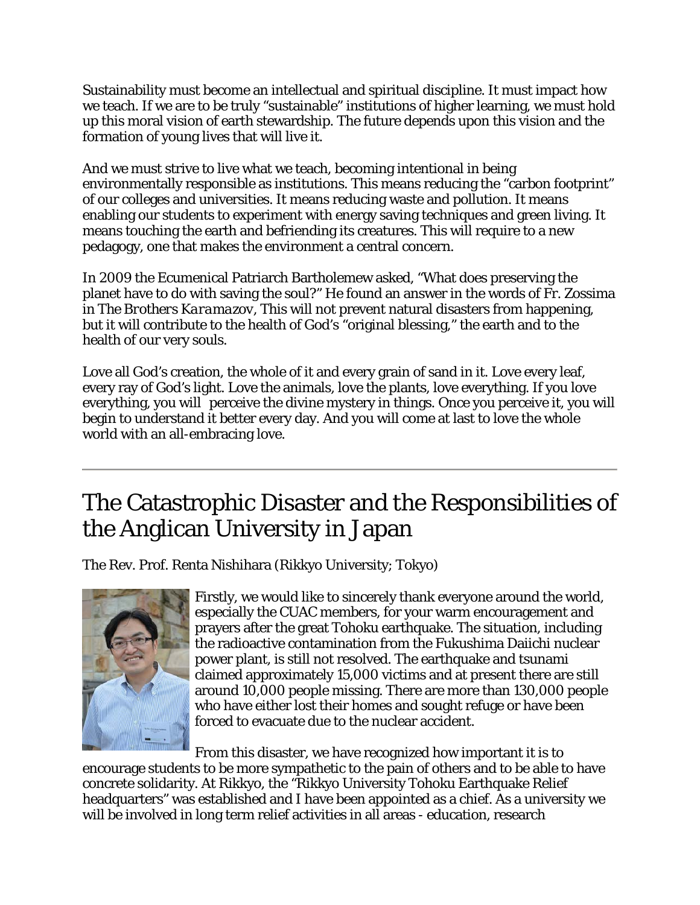Sustainability must become an intellectual and spiritual discipline. It must impact how we teach. If we are to be truly "sustainable" institutions of higher learning, we must hold up this moral vision of earth stewardship. The future depends upon this vision and the formation of young lives that will live it.

And we must strive to live what we teach, becoming intentional in being environmentally responsible as institutions. This means reducing the "carbon footprint" of our colleges and universities. It means reducing waste and pollution. It means enabling our students to experiment with energy saving techniques and green living. It means touching the earth and befriending its creatures. This will require to a new pedagogy, one that makes the environment a central concern.

In 2009 the Ecumenical Patriarch Bartholemew asked, "What does preserving the planet have to do with saving the soul?" He found an answer in the words of Fr. Zossima in *The Brothers Karamazov*, This will not prevent natural disasters from happening, but it will contribute to the health of God's "original blessing," the earth and to the health of our very souls.

Love all God's creation, the whole of it and every grain of sand in it. Love every leaf, every ray of God's light. Love the animals, love the plants, love everything. If you love everything, you will perceive the divine mystery in things. Once you perceive it, you will begin to understand it better every day. And you will come at last to love the whole world with an all-embracing love.

---

# The Catastrophic Disaster and the Responsibilities of the Anglican University in Japan

The Rev. Prof. Renta Nishihara (Rikkyo University; Tokyo)

Firstly, we would like to sincerely thank everyone around the world, especially the CUAC members, for your warm encouragement and prayers after the great Tohoku earthquake. The situation, including the radioactive contamination from the Fukushima Daiichi nuclear power plant, is still not resolved. The earthquake and tsunami claimed approximately 15,000 victims and at present there are still around 10,000 people missing. There are more than 130,000 people who have either lost their homes and sought refuge or have been forced to evacuate due to the nuclear accident.

From this disaster, we have recognized how important it is to encourage students to be more sympathetic to the pain of others and to be able to have concrete solidarity. At Rikkyo, the "Rikkyo University Tohoku Earthquake Relief headquarters" was established and I have been appointed as a chief. As a university we will be involved in long term relief activities in all areas - education, research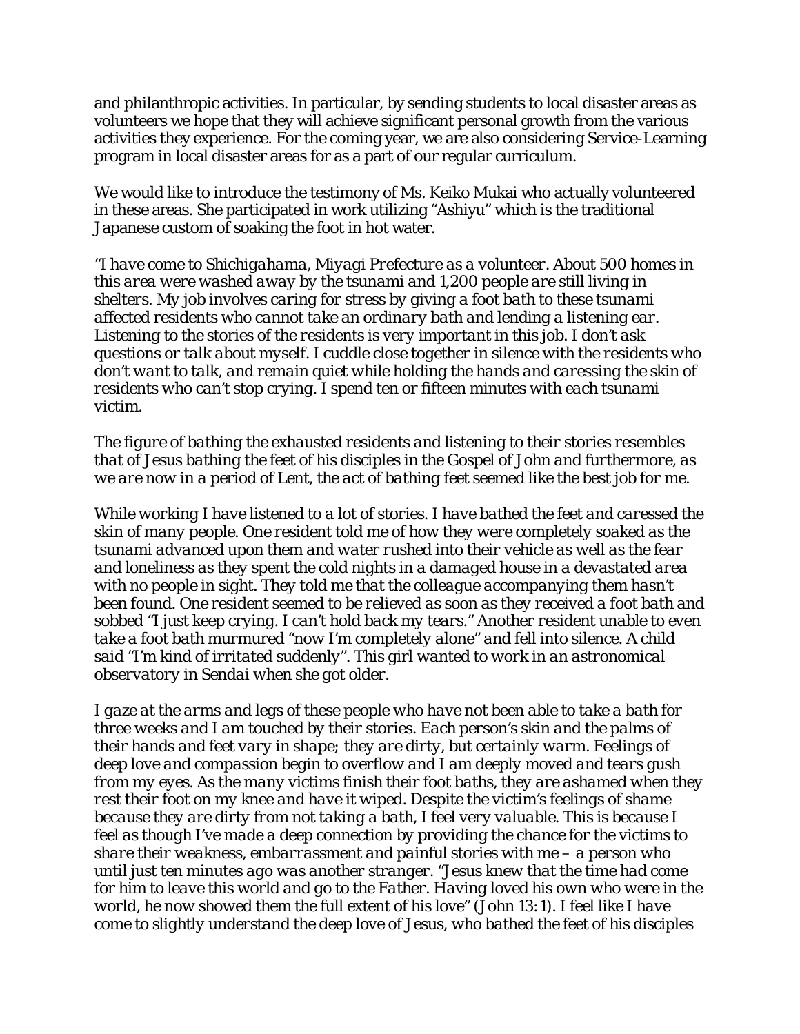and philanthropic activities. In particular, by sending students to local disaster areas as volunteers we hope that they will achieve significant personal growth from the various activities they experience. For the coming year, we are also considering Service-Learning program in local disaster areas for as a part of our regular curriculum.

We would like to introduce the testimony of Ms. Keiko Mukai who actually volunteered in these areas. She participated in work utilizing "Ashiyu" which is the traditional Japanese custom of soaking the foot in hot water.

*"I have come to Shichigahama, Miyagi Prefecture as a volunteer. About 500 homes in this area were washed away by the tsunami and 1,200 people are still living in shelters. My job involves caring for stress by giving a foot bath to these tsunami affected residents who cannot take an ordinary bath and lending a listening ear. Listening to the stories of the residents is very important in this job. I don't ask questions or talk about myself. I cuddle close together in silence with the residents who don't want to talk, and remain quiet while holding the hands and caressing the skin of residents who can't stop crying. I spend ten or fifteen minutes with each tsunami victim.*

*The figure of bathing the exhausted residents and listening to their stories resembles that of Jesus bathing the feet of his disciples in the Gospel of John and furthermore, as we are now in a period of Lent, the act of bathing feet seemed like the best job for me.*

*While working I have listened to a lot of stories. I have bathed the feet and caressed the skin of many people. One resident told me of how they were completely soaked as the tsunami advanced upon them and water rushed into their vehicle as well as the fear and loneliness as they spent the cold nights in a damaged house in a devastated area with no people in sight. They told me that the colleague accompanying them hasn't been found. One resident seemed to be relieved as soon as they received a foot bath and sobbed "I just keep crying. I can't hold back my tears." Another resident unable to even take a foot bath murmured "now I'm completely alone" and fell into silence. A child said "I'm kind of irritated suddenly". This girl wanted to work in an astronomical observatory in Sendai when she got older.*

*I gaze at the arms and legs of these people who have not been able to take a bath for three weeks and I am touched by their stories. Each person's skin and the palms of their hands and feet vary in shape; they are dirty, but certainly warm. Feelings of deep love and compassion begin to overflow and I am deeply moved and tears gush from my eyes. As the many victims finish their foot baths, they are ashamed when they rest their foot on my knee and have it wiped. Despite the victim's feelings of shame because they are dirty from not taking a bath, I feel very valuable. This is because I feel as though I've made a deep connection by providing the chance for the victims to share their weakness, embarrassment and painful stories with me – a person who until just ten minutes ago was another stranger. "Jesus knew that the time had come for him to leave this world and go to the Father. Having loved his own who were in the world, he now showed them the full extent of his love" (John 13:1). I feel like I have come to slightly understand the deep love of Jesus, who bathed the feet of his disciples*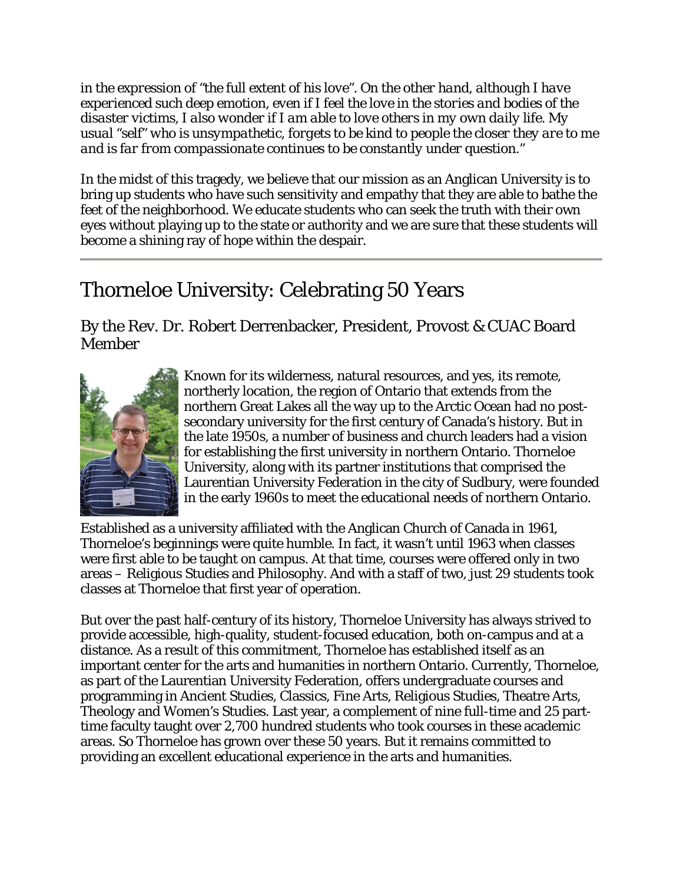*in the expression of "the full extent of his love". On the other hand, although I have experienced such deep emotion, even if I feel the love in the stories and bodies of the disaster victims, I also wonder if I am able to love others in my own daily life. My usual "self" who is unsympathetic, forgets to be kind to people the closer they are to me and is far from compassionate continues to be constantly under question."*

In the midst of this tragedy, we believe that our mission as an Anglican University is to bring up students who have such sensitivity and empathy that they are able to bathe the feet of the neighborhood. We educate students who can seek the truth with their own eyes without playing up to the state or authority and we are sure that these students will become a shining ray of hope within the despair.

---

## Thorneloe University: Celebrating 50 Years

### By the Rev. Dr. Robert Derrenbacker, President, Provost & CUAC Board Member

Known for its wilderness, natural resources, and yes, its remote, northerly location, the region of Ontario that extends from the northern Great Lakes all the way up to the Arctic Ocean had no post-secondary university for the first century of Canada's history. But in the late 1950s, a number of business and church leaders had a vision for establishing the first university in northern Ontario. Thorneloe University, along with its partner institutions that comprised the Laurentian University Federation in the city of Sudbury, were founded in the early 1960s to meet the educational needs of northern Ontario.

Established as a university affiliated with the Anglican Church of Canada in 1961, Thorneloe's beginnings were quite humble. In fact, it wasn't until 1963 when classes were first able to be taught on campus. At that time, courses were offered only in two areas – Religious Studies and Philosophy. And with a staff of two, just 29 students took classes at Thorneloe that first year of operation.

But over the past half-century of its history, Thorneloe University has always strived to provide accessible, high-quality, student-focused education, both on-campus and at a distance. As a result of this commitment, Thorneloe has established itself as an important center for the arts and humanities in northern Ontario. Currently, Thorneloe, as part of the Laurentian University Federation, offers undergraduate courses and programming in Ancient Studies, Classics, Fine Arts, Religious Studies, Theatre Arts, Theology and Women's Studies. Last year, a complement of nine full-time and 25 part-time faculty taught over 2,700 hundred students who took courses in these academic areas. So Thorneloe has grown over these 50 years. But it remains committed to providing an excellent educational experience in the arts and humanities.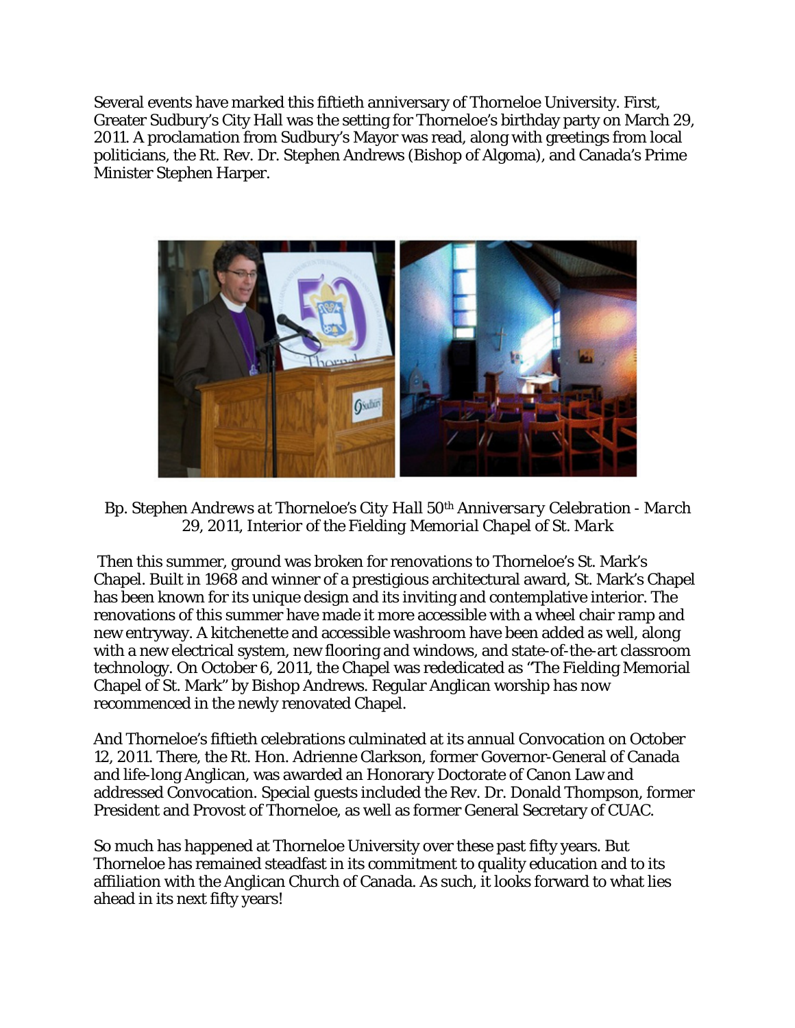Several events have marked this fiftieth anniversary of Thorneloe University. First, Greater Sudbury's City Hall was the setting for Thorneloe's birthday party on March 29, 2011. A proclamation from Sudbury's Mayor was read, along with greetings from local politicians, the Rt. Rev. Dr. Stephen Andrews (Bishop of Algoma), and Canada's Prime Minister Stephen Harper.

*Bp. Stephen Andrews at Thorneloe's City Hall 50th Anniversary Celebration - March 29, 2011, Interior of the Fielding Memorial Chapel of St. Mark*

Then this summer, ground was broken for renovations to Thorneloe's St. Mark's Chapel. Built in 1968 and winner of a prestigious architectural award, St. Mark's Chapel has been known for its unique design and its inviting and contemplative interior. The renovations of this summer have made it more accessible with a wheel chair ramp and new entryway. A kitchenette and accessible washroom have been added as well, along with a new electrical system, new flooring and windows, and state-of-the-art classroom technology. On October 6, 2011, the Chapel was rededicated as "The Fielding Memorial Chapel of St. Mark" by Bishop Andrews. Regular Anglican worship has now recommenced in the newly renovated Chapel.

And Thorneloe's fiftieth celebrations culminated at its annual Convocation on October 12, 2011. There, the Rt. Hon. Adrienne Clarkson, former Governor-General of Canada and life-long Anglican, was awarded an Honorary Doctorate of Canon Law and addressed Convocation. Special guests included the Rev. Dr. Donald Thompson, former President and Provost of Thorneloe, as well as former General Secretary of CUAC.

So much has happened at Thorneloe University over these past fifty years. But Thorneloe has remained steadfast in its commitment to quality education and to its affiliation with the Anglican Church of Canada. As such, it looks forward to what lies ahead in its next fifty years!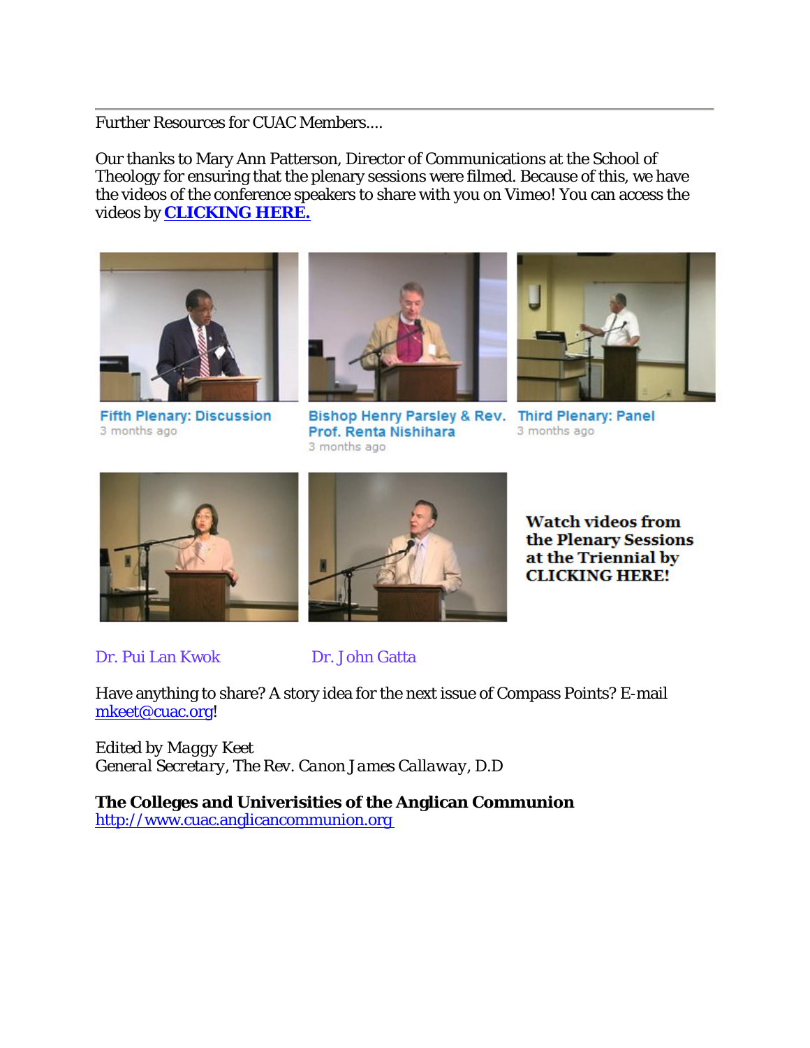---

Further Resources for CUAC Members....

Our thanks to Mary Ann Patterson, Director of Communications at the School of Theology for ensuring that the plenary sessions were filmed. Because of this, we have the videos of the conference speakers to share with you on Vimeo! You can access the videos by **CLICKING HERE.**

Fifth Plenary: Discussion
3 months ago

Bishop Henry Parsley & Rev. Prof. Renta Nishihara
3 months ago

Third Plenary: Panel
3 months ago

**Watch videos from the Plenary Sessions at the Triennial by CLICKING HERE!**

Dr. Pui Lan Kwok

Dr. John Gatta

Have anything to share? A story idea for the next issue of Compass Points? E-mail mkeet@cuac.org!

Edited by *Maggy* Keet
*General Secretary*, The Rev. *Canon James Callaway*, D.D

**The Colleges and Univerisities of the Anglican Communion**
http://www.cuac.anglicancommunion.org